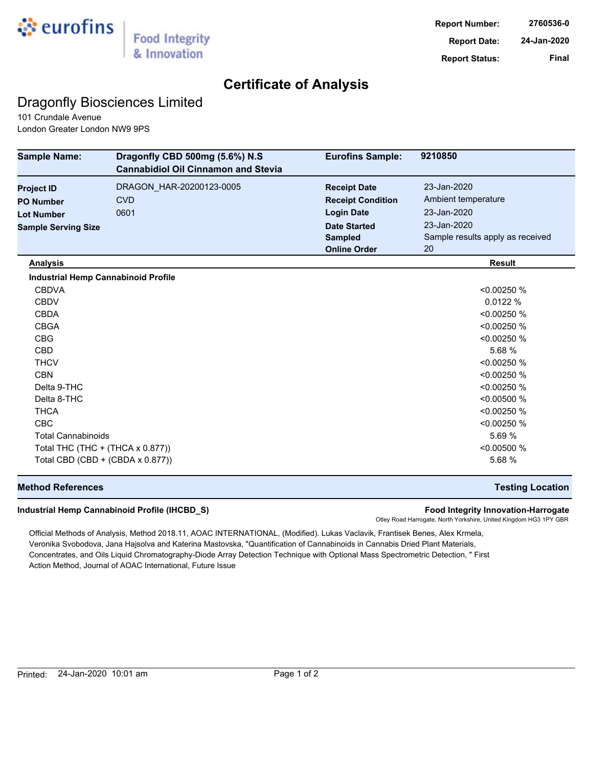eurofins | Food Integrity & Innovation

| | |
|---|---|
| **Report Number:** | **2760536-0** |
| **Report Date:** | **24-Jan-2020** |
| **Report Status:** | **Final** |

# Certificate of Analysis

## Dragonfly Biosciences Limited

101 Crundale Avenue
London Greater London NW9 9PS

| | | | |
|---|---|---|---|
| **Sample Name:** | **Dragonfly CBD 500mg (5.6%) N.S Cannabidiol Oil Cinnamon and Stevia** | **Eurofins Sample:** | **9210850** |
| **Project ID** | DRAGON_HAR-20200123-0005 | **Receipt Date** | 23-Jan-2020 |
| **PO Number** | CVD | **Receipt Condition** | Ambient temperature |
| **Lot Number** | 0601 | **Login Date** | 23-Jan-2020 |
| **Sample Serving Size** | | **Date Started** | 23-Jan-2020 |
| | | **Sampled** | Sample results apply as received |
| | | **Online Order** | 20 |

| **Analysis** | **Result** |
|---|---|
| **Industrial Hemp Cannabinoid Profile** | |
| CBDVA | <0.00250 % |
| CBDV | 0.0122 % |
| CBDA | <0.00250 % |
| CBGA | <0.00250 % |
| CBG | <0.00250 % |
| CBD | 5.68 % |
| THCV | <0.00250 % |
| CBN | <0.00250 % |
| Delta 9-THC | <0.00250 % |
| Delta 8-THC | <0.00500 % |
| THCA | <0.00250 % |
| CBC | <0.00250 % |
| Total Cannabinoids | 5.69 % |
| Total THC (THC + (THCA x 0.877)) | <0.00500 % |
| Total CBD (CBD + (CBDA x 0.877)) | 5.68 % |

| **Method References** | **Testing Location** |
|---|---|
| **Industrial Hemp Cannabinoid Profile (IHCBD_S)** | **Food Integrity Innovation-Harrogate** Otley Road Harrogate, North Yorkshire, United Kingdom HG3 1PY GBR |

Official Methods of Analysis, Method 2018.11, AOAC INTERNATIONAL, (Modified). Lukas Vaclavik, Frantisek Benes, Alex Krmela, Veronika Svobodova, Jana Hajsolva and Katerina Mastovska, "Quantification of Cannabinoids in Cannabis Dried Plant Materials, Concentrates, and Oils Liquid Chromatography-Diode Array Detection Technique with Optional Mass Spectrometric Detection, " First Action Method, Journal of AOAC International, Future Issue

Printed: 24-Jan-2020 10:01 am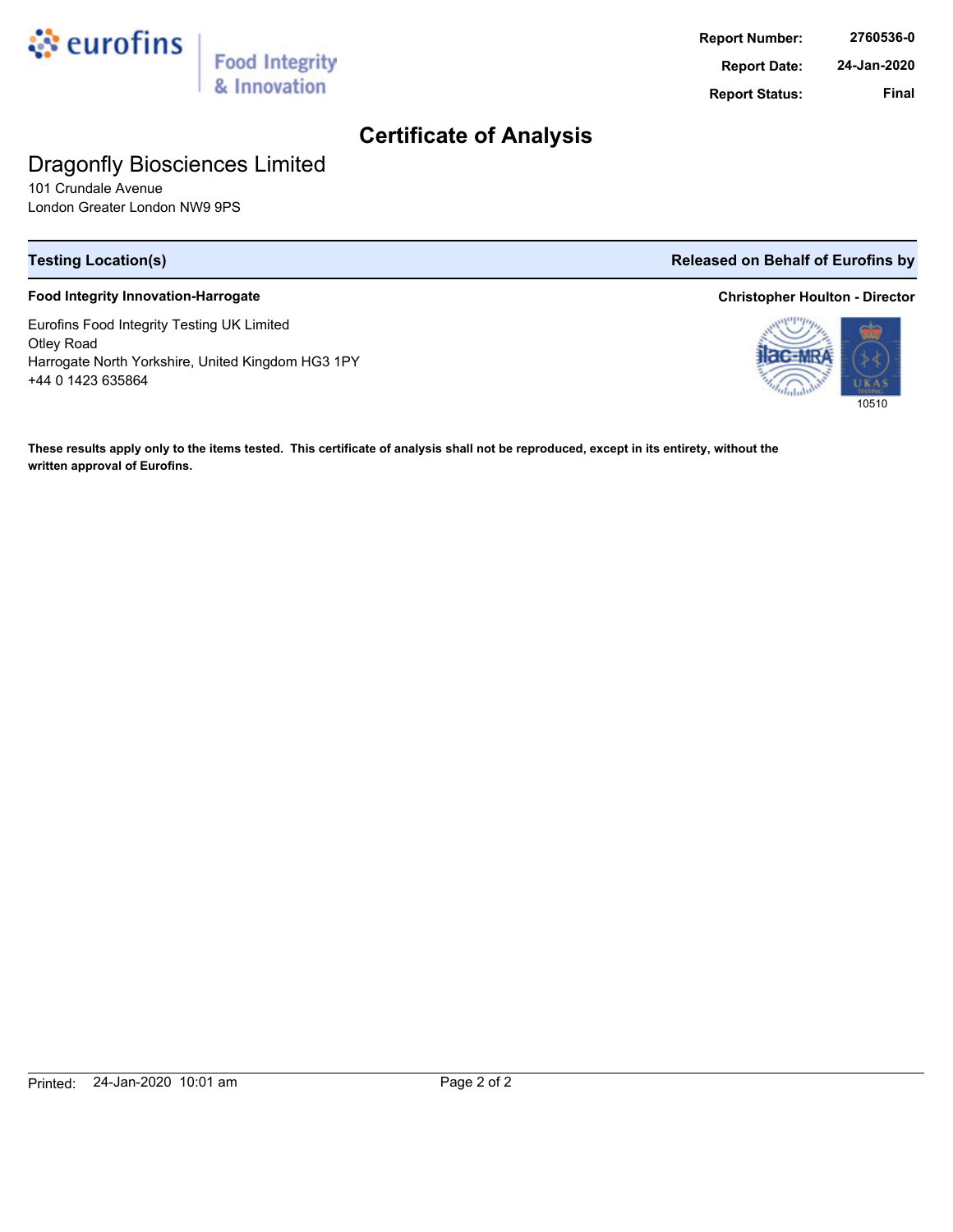Report Number: 2760536-0
Report Date: 24-Jan-2020
Report Status: Final

# Certificate of Analysis

## Dragonfly Biosciences Limited

101 Crundale Avenue
London Greater London NW9 9PS

| Testing Location(s) | Released on Behalf of Eurofins by |
|---|---|
| **Food Integrity Innovation-Harrogate** | **Christopher Houlton - Director** |

Eurofins Food Integrity Testing UK Limited
Otley Road
Harrogate North Yorkshire, United Kingdom HG3 1PY
+44 0 1423 635864

10510

**These results apply only to the items tested. This certificate of analysis shall not be reproduced, except in its entirety, without the written approval of Eurofins.**

Printed: 24-Jan-2020 10:01 am